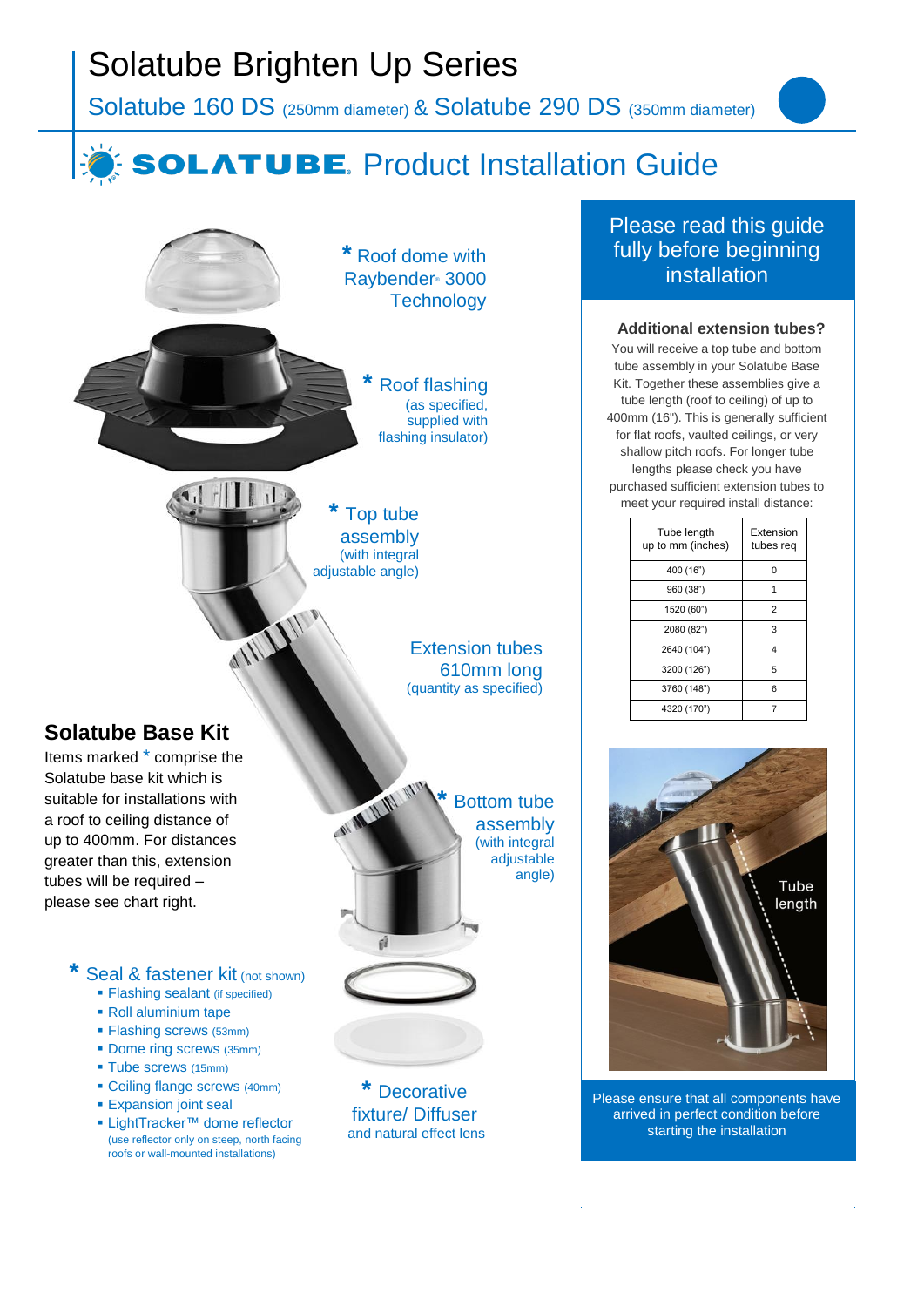# Solatube Brighten Up Series

Solatube 160 DS (250mm diameter) & Solatube 290 DS (350mm diameter)

## SOLATUBE Product Installation Guide

\* Roof dome with Raybender® 3000 Technology

\* Roof flashing (as specified, supplied with flashing insulator)

\* Top tube assembly (with integral adjustable angle)

Extension tubes 610mm long (quantity as specified)

\* Bottom tube assembly (with integral adjustable angle)

\* Decorative fixture/ Diffuser and natural effect lens

### Solatube Base Kit

Items marked * comprise the Solatube base kit which is suitable for installations with a roof to ceiling distance of up to 400mm. For distances greater than this, extension tubes will be required – please see chart right.

**\* Seal & fastener kit** (not shown)

- Flashing sealant (if specified)
- Roll aluminium tape
- Flashing screws (53mm)
- Dome ring screws (35mm)
- Tube screws (15mm)
- Ceiling flange screws (40mm)
- Expansion joint seal
- LightTracker™ dome reflector (use reflector only on steep, north facing roofs or wall-mounted installations)

**Please read this guide fully before beginning installation**

### Additional extension tubes?

You will receive a top tube and bottom tube assembly in your Solatube Base Kit. Together these assemblies give a tube length (roof to ceiling) of up to 400mm (16"). This is generally sufficient for flat roofs, vaulted ceilings, or very shallow pitch roofs. For longer tube lengths please check you have purchased sufficient extension tubes to meet your required install distance:

| Tube length up to mm (inches) | Extension tubes req |
|---|---|
| 400 (16") | 0 |
| 960 (38") | 1 |
| 1520 (60") | 2 |
| 2080 (82") | 3 |
| 2640 (104") | 4 |
| 3200 (126") | 5 |
| 3760 (148") | 6 |
| 4320 (170") | 7 |

Tube length

Please ensure that all components have arrived in perfect condition before starting the installation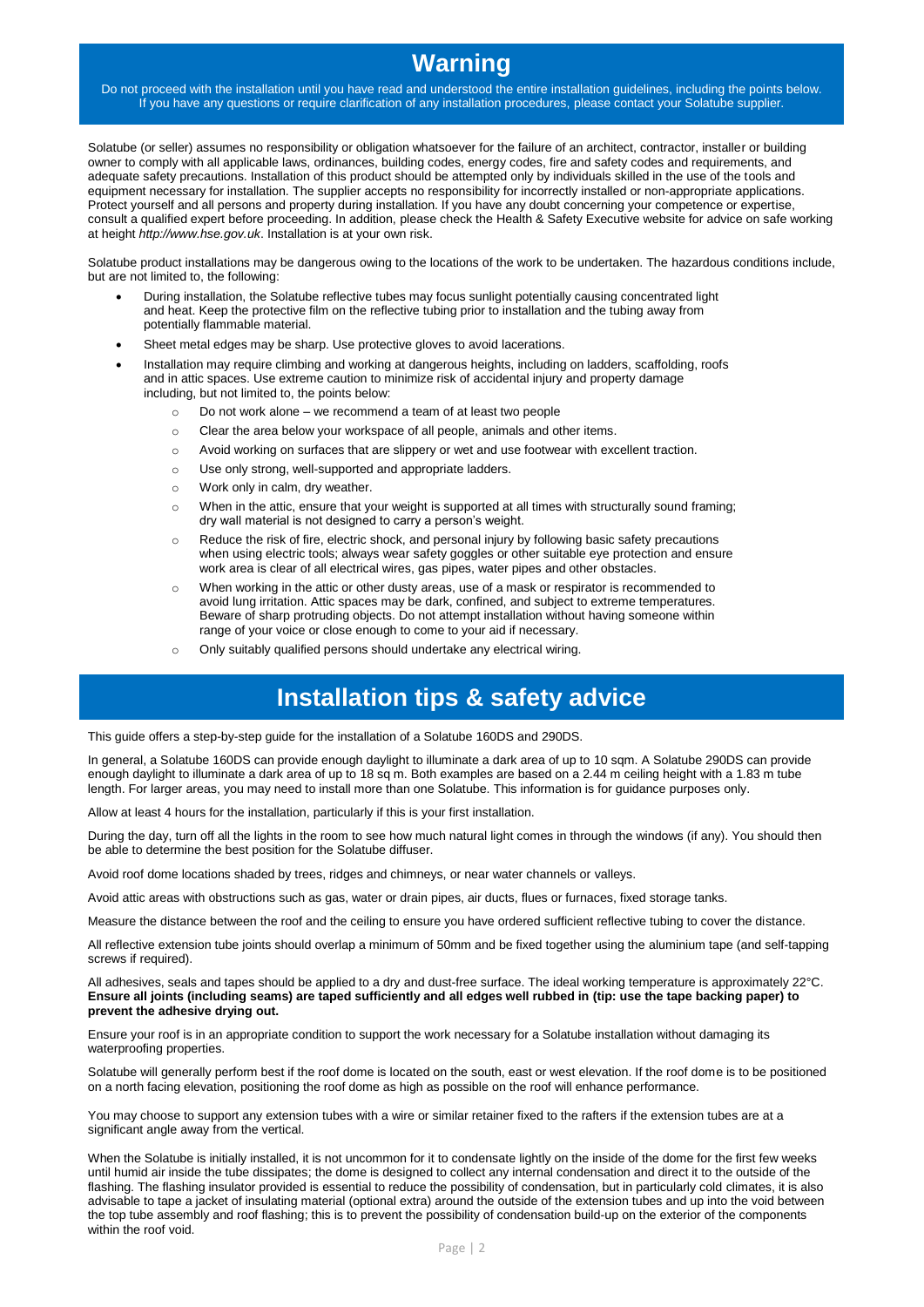# Warning

Do not proceed with the installation until you have read and understood the entire installation guidelines, including the points below. If you have any questions or require clarification of any installation procedures, please contact your Solatube supplier.

Solatube (or seller) assumes no responsibility or obligation whatsoever for the failure of an architect, contractor, installer or building owner to comply with all applicable laws, ordinances, building codes, energy codes, fire and safety codes and requirements, and adequate safety precautions. Installation of this product should be attempted only by individuals skilled in the use of the tools and equipment necessary for installation. The supplier accepts no responsibility for incorrectly installed or non-appropriate applications. Protect yourself and all persons and property during installation. If you have any doubt concerning your competence or expertise, consult a qualified expert before proceeding. In addition, please check the Health & Safety Executive website for advice on safe working at height *http://www.hse.gov.uk*. Installation is at your own risk.

Solatube product installations may be dangerous owing to the locations of the work to be undertaken. The hazardous conditions include, but are not limited to, the following:

- During installation, the Solatube reflective tubes may focus sunlight potentially causing concentrated light and heat. Keep the protective film on the reflective tubing prior to installation and the tubing away from potentially flammable material.
- Sheet metal edges may be sharp. Use protective gloves to avoid lacerations.
- Installation may require climbing and working at dangerous heights, including on ladders, scaffolding, roofs and in attic spaces. Use extreme caution to minimize risk of accidental injury and property damage including, but not limited to, the points below:
  - Do not work alone – we recommend a team of at least two people
  - Clear the area below your workspace of all people, animals and other items.
  - Avoid working on surfaces that are slippery or wet and use footwear with excellent traction.
  - Use only strong, well-supported and appropriate ladders.
  - Work only in calm, dry weather.
  - When in the attic, ensure that your weight is supported at all times with structurally sound framing; dry wall material is not designed to carry a person's weight.
  - Reduce the risk of fire, electric shock, and personal injury by following basic safety precautions when using electric tools; always wear safety goggles or other suitable eye protection and ensure work area is clear of all electrical wires, gas pipes, water pipes and other obstacles.
  - When working in the attic or other dusty areas, use of a mask or respirator is recommended to avoid lung irritation. Attic spaces may be dark, confined, and subject to extreme temperatures. Beware of sharp protruding objects. Do not attempt installation without having someone within range of your voice or close enough to come to your aid if necessary.
  - Only suitably qualified persons should undertake any electrical wiring.

# Installation tips & safety advice

This guide offers a step-by-step guide for the installation of a Solatube 160DS and 290DS.

In general, a Solatube 160DS can provide enough daylight to illuminate a dark area of up to 10 sqm. A Solatube 290DS can provide enough daylight to illuminate a dark area of up to 18 sq m. Both examples are based on a 2.44 m ceiling height with a 1.83 m tube length. For larger areas, you may need to install more than one Solatube. This information is for guidance purposes only.

Allow at least 4 hours for the installation, particularly if this is your first installation.

During the day, turn off all the lights in the room to see how much natural light comes in through the windows (if any). You should then be able to determine the best position for the Solatube diffuser.

Avoid roof dome locations shaded by trees, ridges and chimneys, or near water channels or valleys.

Avoid attic areas with obstructions such as gas, water or drain pipes, air ducts, flues or furnaces, fixed storage tanks.

Measure the distance between the roof and the ceiling to ensure you have ordered sufficient reflective tubing to cover the distance.

All reflective extension tube joints should overlap a minimum of 50mm and be fixed together using the aluminium tape (and self-tapping screws if required).

All adhesives, seals and tapes should be applied to a dry and dust-free surface. The ideal working temperature is approximately 22°C. **Ensure all joints (including seams) are taped sufficiently and all edges well rubbed in (tip: use the tape backing paper) to prevent the adhesive drying out.**

Ensure your roof is in an appropriate condition to support the work necessary for a Solatube installation without damaging its waterproofing properties.

Solatube will generally perform best if the roof dome is located on the south, east or west elevation. If the roof dome is to be positioned on a north facing elevation, positioning the roof dome as high as possible on the roof will enhance performance.

You may choose to support any extension tubes with a wire or similar retainer fixed to the rafters if the extension tubes are at a significant angle away from the vertical.

When the Solatube is initially installed, it is not uncommon for it to condensate lightly on the inside of the dome for the first few weeks until humid air inside the tube dissipates; the dome is designed to collect any internal condensation and direct it to the outside of the flashing. The flashing insulator provided is essential to reduce the possibility of condensation, but in particularly cold climates, it is also advisable to tape a jacket of insulating material (optional extra) around the outside of the extension tubes and up into the void between the top tube assembly and roof flashing; this is to prevent the possibility of condensation build-up on the exterior of the components within the roof void.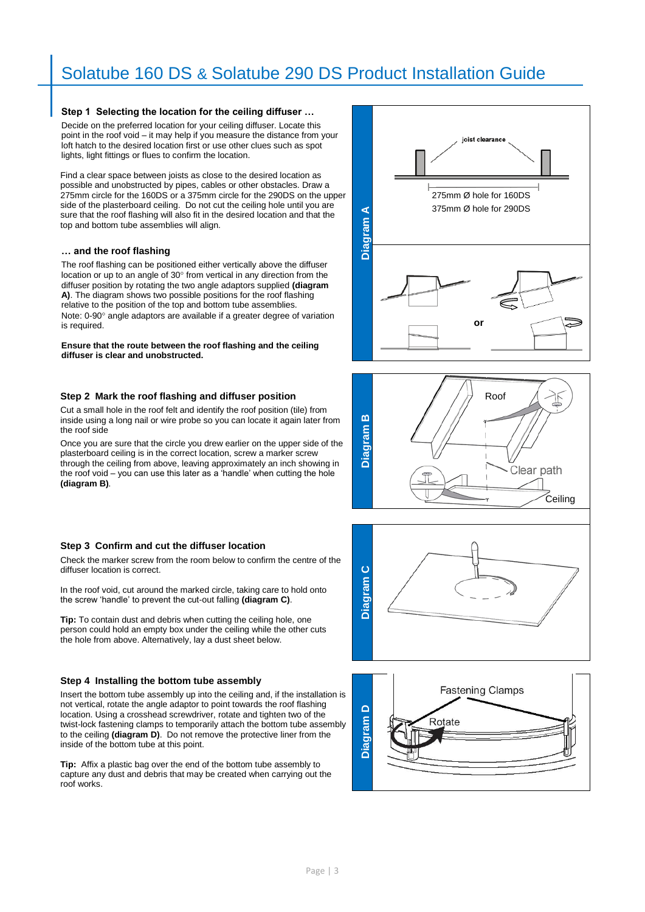# Solatube 160 DS & Solatube 290 DS Product Installation Guide

### Step 1 Selecting the location for the ceiling diffuser …

Decide on the preferred location for your ceiling diffuser. Locate this point in the roof void – it may help if you measure the distance from your loft hatch to the desired location first or use other clues such as spot lights, light fittings or flues to confirm the location.

Find a clear space between joists as close to the desired location as possible and unobstructed by pipes, cables or other obstacles. Draw a 275mm circle for the 160DS or a 375mm circle for the 290DS on the upper side of the plasterboard ceiling. Do not cut the ceiling hole until you are sure that the roof flashing will also fit in the desired location and that the top and bottom tube assemblies will align.

### … and the roof flashing

The roof flashing can be positioned either vertically above the diffuser location or up to an angle of 30° from vertical in any direction from the diffuser position by rotating the two angle adaptors supplied **(diagram A)**. The diagram shows two possible positions for the roof flashing relative to the position of the top and bottom tube assemblies.
Note: 0-90° angle adaptors are available if a greater degree of variation is required.

**Ensure that the route between the roof flashing and the ceiling diffuser is clear and unobstructed.**

**Diagram A**

joist clearance

275mm Ø hole for 160DS
375mm Ø hole for 290DS

or

### Step 2 Mark the roof flashing and diffuser position

Cut a small hole in the roof felt and identify the roof position (tile) from inside using a long nail or wire probe so you can locate it again later from the roof side

Once you are sure that the circle you drew earlier on the upper side of the plasterboard ceiling is in the correct location, screw a marker screw through the ceiling from above, leaving approximately an inch showing in the roof void – you can use this later as a 'handle' when cutting the hole **(diagram B)**.

**Diagram B**

Roof
Clear path
Ceiling

### Step 3 Confirm and cut the diffuser location

Check the marker screw from the room below to confirm the centre of the diffuser location is correct.

In the roof void, cut around the marked circle, taking care to hold onto the screw 'handle' to prevent the cut-out falling **(diagram C)**.

**Tip:** To contain dust and debris when cutting the ceiling hole, one person could hold an empty box under the ceiling while the other cuts the hole from above. Alternatively, lay a dust sheet below.

**Diagram C**

### Step 4 Installing the bottom tube assembly

Insert the bottom tube assembly up into the ceiling and, if the installation is not vertical, rotate the angle adaptor to point towards the roof flashing location. Using a crosshead screwdriver, rotate and tighten two of the twist-lock fastening clamps to temporarily attach the bottom tube assembly to the ceiling **(diagram D)**. Do not remove the protective liner from the inside of the bottom tube at this point.

**Tip:** Affix a plastic bag over the end of the bottom tube assembly to capture any dust and debris that may be created when carrying out the roof works.

**Diagram D**

Fastening Clamps
Rotate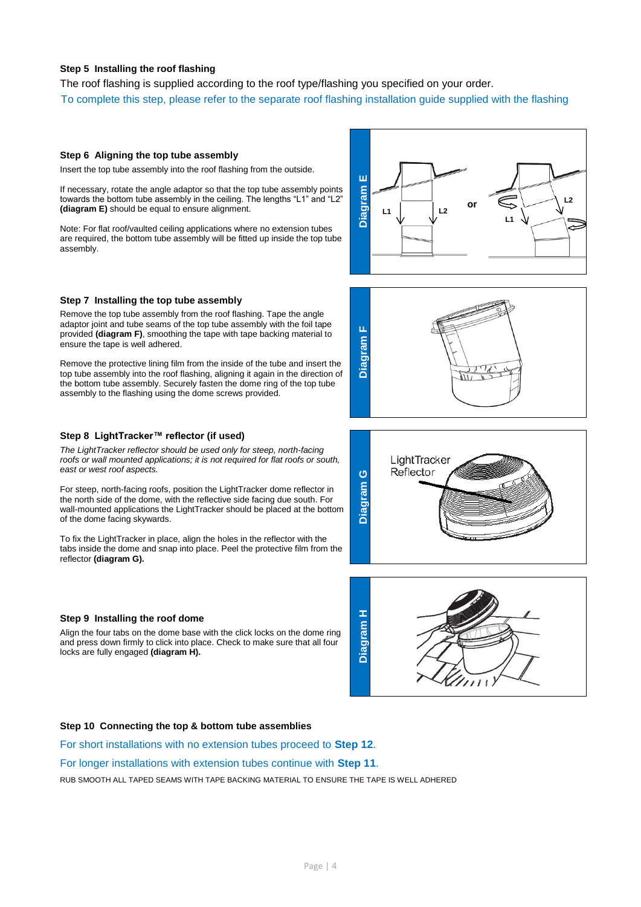**Step 5 Installing the roof flashing**

The roof flashing is supplied according to the roof type/flashing you specified on your order.

To complete this step, please refer to the separate roof flashing installation guide supplied with the flashing

**Step 6 Aligning the top tube assembly**

Insert the top tube assembly into the roof flashing from the outside.

If necessary, rotate the angle adaptor so that the top tube assembly points towards the bottom tube assembly in the ceiling. The lengths "L1" and "L2" **(diagram E)** should be equal to ensure alignment.

Note: For flat roof/vaulted ceiling applications where no extension tubes are required, the bottom tube assembly will be fitted up inside the top tube assembly.

**Step 7 Installing the top tube assembly**

Remove the top tube assembly from the roof flashing. Tape the angle adaptor joint and tube seams of the top tube assembly with the foil tape provided **(diagram F)**, smoothing the tape with tape backing material to ensure the tape is well adhered.

Remove the protective lining film from the inside of the tube and insert the top tube assembly into the roof flashing, aligning it again in the direction of the bottom tube assembly. Securely fasten the dome ring of the top tube assembly to the flashing using the dome screws provided.

**Step 8 LightTracker™ reflector (if used)**

*The LightTracker reflector should be used only for steep, north-facing roofs or wall mounted applications; it is not required for flat roofs or south, east or west roof aspects.*

For steep, north-facing roofs, position the LightTracker dome reflector in the north side of the dome, with the reflective side facing due south. For wall-mounted applications the LightTracker should be placed at the bottom of the dome facing skywards.

To fix the LightTracker in place, align the holes in the reflector with the tabs inside the dome and snap into place. Peel the protective film from the reflector **(diagram G).**

**Step 9 Installing the roof dome**

Align the four tabs on the dome base with the click locks on the dome ring and press down firmly to click into place. Check to make sure that all four locks are fully engaged **(diagram H).**

**Step 10 Connecting the top & bottom tube assemblies**

For short installations with no extension tubes proceed to **Step 12**.

For longer installations with extension tubes continue with **Step 11**.

RUB SMOOTH ALL TAPED SEAMS WITH TAPE BACKING MATERIAL TO ENSURE THE TAPE IS WELL ADHERED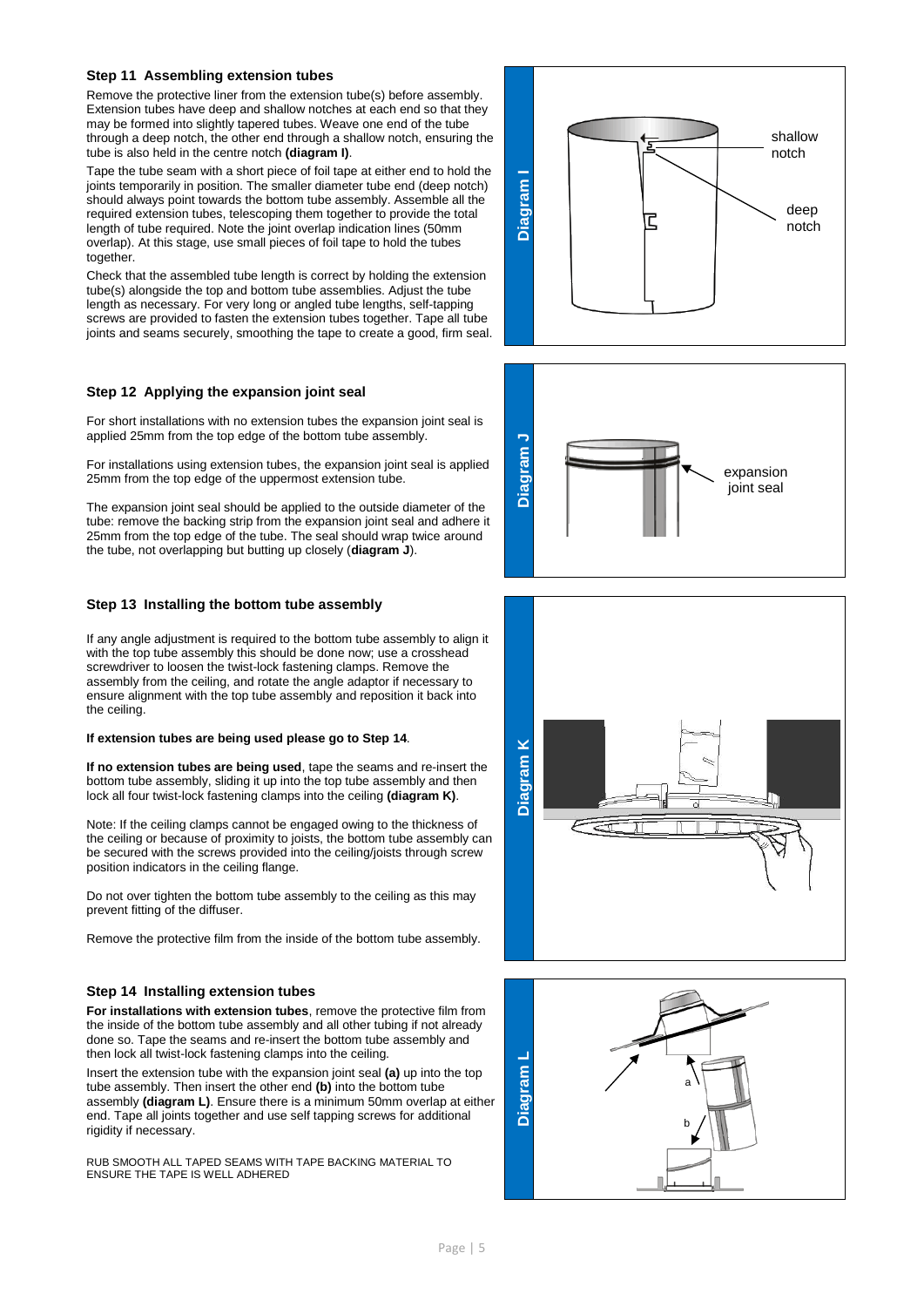### Step 11 Assembling extension tubes

Remove the protective liner from the extension tube(s) before assembly. Extension tubes have deep and shallow notches at each end so that they may be formed into slightly tapered tubes. Weave one end of the tube through a deep notch, the other end through a shallow notch, ensuring the tube is also held in the centre notch **(diagram I)**.

Tape the tube seam with a short piece of foil tape at either end to hold the joints temporarily in position. The smaller diameter tube end (deep notch) should always point towards the bottom tube assembly. Assemble all the required extension tubes, telescoping them together to provide the total length of tube required. Note the joint overlap indication lines (50mm overlap). At this stage, use small pieces of foil tape to hold the tubes together.

Check that the assembled tube length is correct by holding the extension tube(s) alongside the top and bottom tube assemblies. Adjust the tube length as necessary. For very long or angled tube lengths, self-tapping screws are provided to fasten the extension tubes together. Tape all tube joints and seams securely, smoothing the tape to create a good, firm seal.

Diagram I: shallow notch, deep notch

### Step 12 Applying the expansion joint seal

For short installations with no extension tubes the expansion joint seal is applied 25mm from the top edge of the bottom tube assembly.

For installations using extension tubes, the expansion joint seal is applied 25mm from the top edge of the uppermost extension tube.

The expansion joint seal should be applied to the outside diameter of the tube: remove the backing strip from the expansion joint seal and adhere it 25mm from the top edge of the tube. The seal should wrap twice around the tube, not overlapping but butting up closely (**diagram J**).

Diagram J: expansion joint seal

### Step 13 Installing the bottom tube assembly

If any angle adjustment is required to the bottom tube assembly to align it with the top tube assembly this should be done now; use a crosshead screwdriver to loosen the twist-lock fastening clamps. Remove the assembly from the ceiling, and rotate the angle adaptor if necessary to ensure alignment with the top tube assembly and reposition it back into the ceiling.

**If extension tubes are being used please go to Step 14**.

**If no extension tubes are being used**, tape the seams and re-insert the bottom tube assembly, sliding it up into the top tube assembly and then lock all four twist-lock fastening clamps into the ceiling **(diagram K)**.

Note: If the ceiling clamps cannot be engaged owing to the thickness of the ceiling or because of proximity to joists, the bottom tube assembly can be secured with the screws provided into the ceiling/joists through screw position indicators in the ceiling flange.

Do not over tighten the bottom tube assembly to the ceiling as this may prevent fitting of the diffuser.

Remove the protective film from the inside of the bottom tube assembly.

Diagram K

### Step 14 Installing extension tubes

**For installations with extension tubes**, remove the protective film from the inside of the bottom tube assembly and all other tubing if not already done so. Tape the seams and re-insert the bottom tube assembly and then lock all twist-lock fastening clamps into the ceiling.

Insert the extension tube with the expansion joint seal **(a)** up into the top tube assembly. Then insert the other end **(b)** into the bottom tube assembly **(diagram L)**. Ensure there is a minimum 50mm overlap at either end. Tape all joints together and use self tapping screws for additional rigidity if necessary.

RUB SMOOTH ALL TAPED SEAMS WITH TAPE BACKING MATERIAL TO ENSURE THE TAPE IS WELL ADHERED

Diagram L: a, b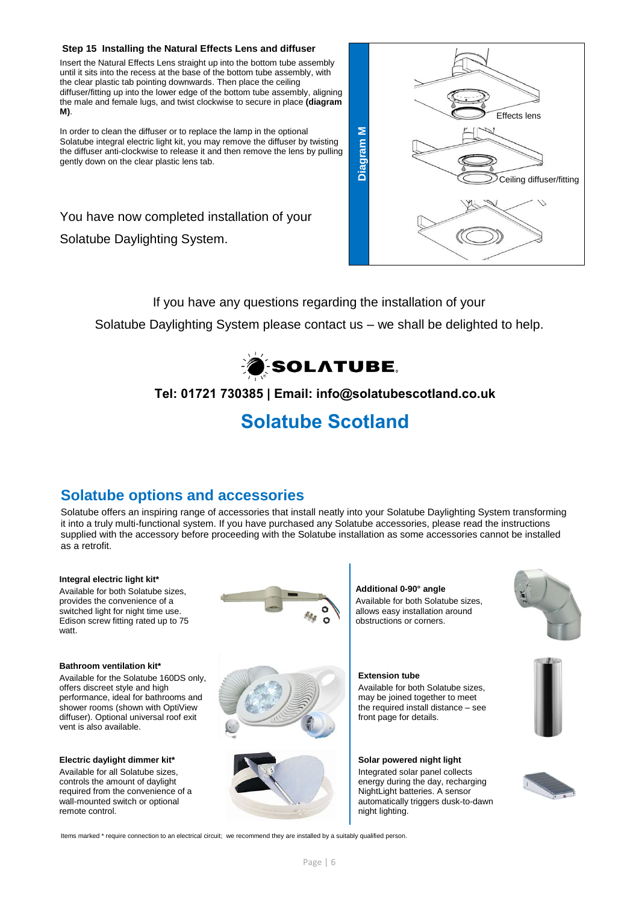### Step 15 Installing the Natural Effects Lens and diffuser

Insert the Natural Effects Lens straight up into the bottom tube assembly until it sits into the recess at the base of the bottom tube assembly, with the clear plastic tab pointing downwards. Then place the ceiling diffuser/fitting up into the lower edge of the bottom tube assembly, aligning the male and female lugs, and twist clockwise to secure in place **(diagram M)**.

In order to clean the diffuser or to replace the lamp in the optional Solatube integral electric light kit, you may remove the diffuser by twisting the diffuser anti-clockwise to release it and then remove the lens by pulling gently down on the clear plastic lens tab.

Diagram M

Effects lens

Ceiling diffuser/fitting

You have now completed installation of your Solatube Daylighting System.

If you have any questions regarding the installation of your Solatube Daylighting System please contact us – we shall be delighted to help.

SOLATUBE

**Tel: 01721 730385 | Email: info@solatubescotland.co.uk**

## Solatube Scotland

## Solatube options and accessories

Solatube offers an inspiring range of accessories that install neatly into your Solatube Daylighting System transforming it into a truly multi-functional system. If you have purchased any Solatube accessories, please read the instructions supplied with the accessory before proceeding with the Solatube installation as some accessories cannot be installed as a retrofit.

**Integral electric light kit***
Available for both Solatube sizes, provides the convenience of a switched light for night time use. Edison screw fitting rated up to 75 watt.

**Bathroom ventilation kit***
Available for the Solatube 160DS only, offers discreet style and high performance, ideal for bathrooms and shower rooms (shown with OptiView diffuser). Optional universal roof exit vent is also available.

**Electric daylight dimmer kit***
Available for all Solatube sizes, controls the amount of daylight required from the convenience of a wall-mounted switch or optional remote control.

**Additional 0-90° angle**
Available for both Solatube sizes, allows easy installation around obstructions or corners.

**Extension tube**
Available for both Solatube sizes, may be joined together to meet the required install distance – see front page for details.

**Solar powered night light**
Integrated solar panel collects energy during the day, recharging NightLight batteries. A sensor automatically triggers dusk-to-dawn night lighting.

Items marked * require connection to an electrical circuit; we recommend they are installed by a suitably qualified person.